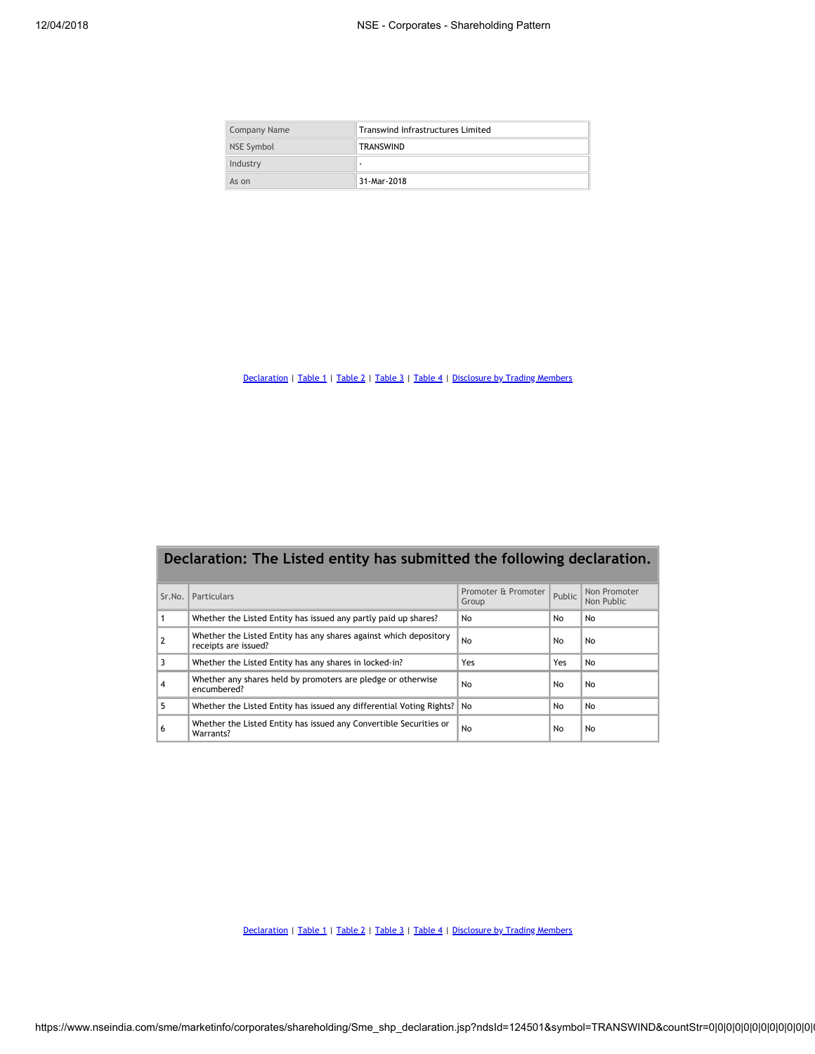| Company Name | Transwind Infrastructures Limited |
|---|---|
| NSE Symbol | TRANSWIND |
| Industry | - |
| As on | 31-Mar-2018 |

Declaration | Table 1 | Table 2 | Table 3 | Table 4 | Disclosure by Trading Members

## Declaration: The Listed entity has submitted the following declaration.

| Sr.No. | Particulars | Promoter & Promoter Group | Public | Non Promoter Non Public |
|---|---|---|---|---|
| 1 | Whether the Listed Entity has issued any partly paid up shares? | No | No | No |
| 2 | Whether the Listed Entity has any shares against which depository receipts are issued? | No | No | No |
| 3 | Whether the Listed Entity has any shares in locked-in? | Yes | Yes | No |
| 4 | Whether any shares held by promoters are pledge or otherwise encumbered? | No | No | No |
| 5 | Whether the Listed Entity has issued any differential Voting Rights? | No | No | No |
| 6 | Whether the Listed Entity has issued any Convertible Securities or Warrants? | No | No | No |

Declaration | Table 1 | Table 2 | Table 3 | Table 4 | Disclosure by Trading Members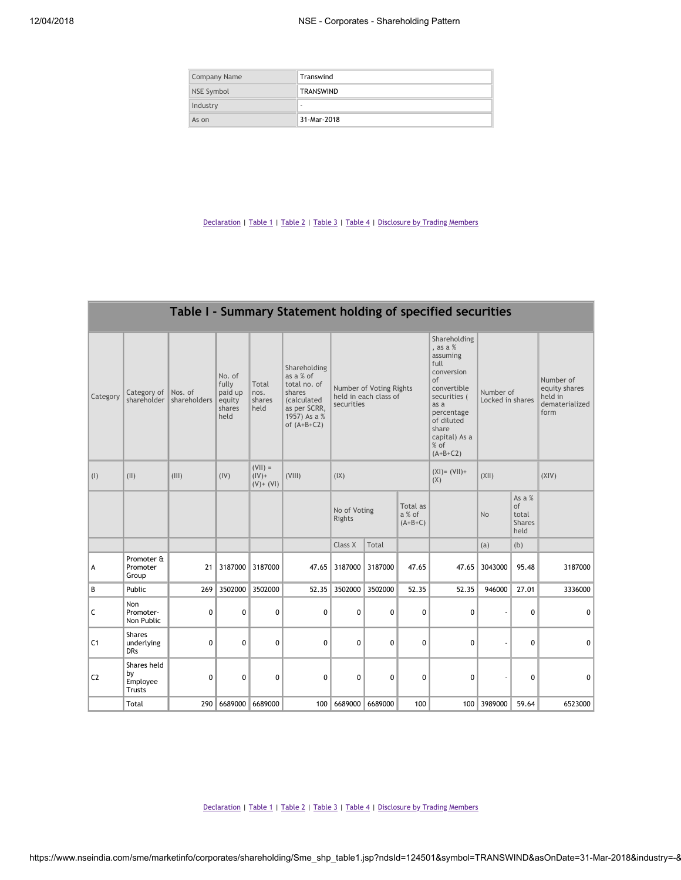| Company Name | Transwind |
|---|---|
| NSE Symbol | TRANSWIND |
| Industry | - |
| As on | 31-Mar-2018 |

Declaration | Table 1 | Table 2 | Table 3 | Table 4 | Disclosure by Trading Members

## Table I - Summary Statement holding of specified securities

| Category | Category of shareholder | Nos. of shareholders | No. of fully paid up equity shares held | Total nos. shares held | Shareholding as a % of total no. of shares (calculated as per SCRR, 1957) As a % of (A+B+C2) | Number of Voting Rights held in each class of securities | | | Shareholding , as a % assuming full conversion of convertible securities ( as a percentage of diluted share capital) As a % of (A+B+C2) | Number of Locked in shares | | Number of equity shares held in dematerialized form |
|---|---|---|---|---|---|---|---|---|---|---|---|---|
| (I) | (II) | (III) | (IV) | (VII) = (IV)+ (V)+ (VI) | (VIII) | (IX) | | | (XI)= (VII)+ (X) | (XII) | | (XIV) |
| | | | | | | No of Voting Rights | | Total as a % of (A+B+C) | | No | As a % of total Shares held | |
| | | | | | | Class X | Total | | | (a) | (b) | |
| A | Promoter & Promoter Group | 21 | 3187000 | 3187000 | 47.65 | 3187000 | 3187000 | 47.65 | 47.65 | 3043000 | 95.48 | 3187000 |
| B | Public | 269 | 3502000 | 3502000 | 52.35 | 3502000 | 3502000 | 52.35 | 52.35 | 946000 | 27.01 | 3336000 |
| C | Non Promoter- Non Public | 0 | 0 | 0 | 0 | 0 | 0 | 0 | 0 | - | 0 | 0 |
| C1 | Shares underlying DRs | 0 | 0 | 0 | 0 | 0 | 0 | 0 | 0 | - | 0 | 0 |
| C2 | Shares held by Employee Trusts | 0 | 0 | 0 | 0 | 0 | 0 | 0 | 0 | - | 0 | 0 |
| | Total | 290 | 6689000 | 6689000 | 100 | 6689000 | 6689000 | 100 | 100 | 3989000 | 59.64 | 6523000 |

Declaration | Table 1 | Table 2 | Table 3 | Table 4 | Disclosure by Trading Members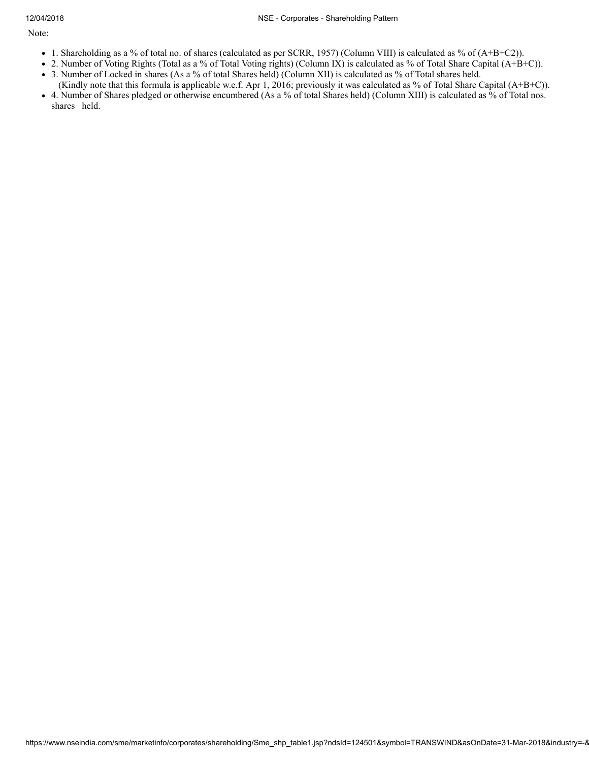Note:

- 1. Shareholding as a % of total no. of shares (calculated as per SCRR, 1957) (Column VIII) is calculated as % of (A+B+C2)).
- 2. Number of Voting Rights (Total as a % of Total Voting rights) (Column IX) is calculated as % of Total Share Capital (A+B+C)).
- 3. Number of Locked in shares (As a % of total Shares held) (Column XII) is calculated as % of Total shares held.
  (Kindly note that this formula is applicable w.e.f. Apr 1, 2016; previously it was calculated as % of Total Share Capital (A+B+C)).
- 4. Number of Shares pledged or otherwise encumbered (As a % of total Shares held) (Column XIII) is calculated as % of Total nos. shares held.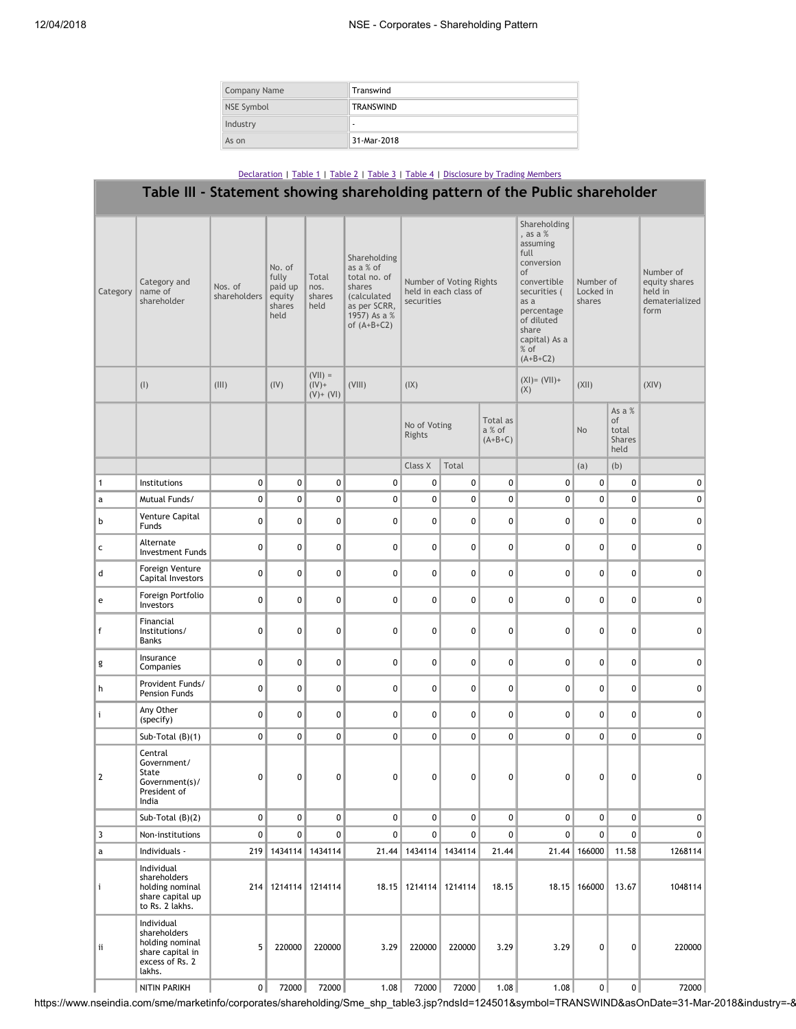| Company Name | Transwind |
|---|---|
| NSE Symbol | TRANSWIND |
| Industry | - |
| As on | 31-Mar-2018 |

Declaration | Table 1 | Table 2 | Table 3 | Table 4 | Disclosure by Trading Members

## Table III - Statement showing shareholding pattern of the Public shareholder

| Category | Category and name of shareholder | Nos. of shareholders | No. of fully paid up equity shares held | Total nos. shares held | Shareholding as a % of total no. of shares (calculated as per SCRR, 1957) As a % of (A+B+C2) | Number of Voting Rights held in each class of securities | | | Shareholding , as a % assuming full conversion of convertible securities ( as a percentage of diluted share capital) As a % of (A+B+C2) | Number of Locked in shares | | Number of equity shares held in dematerialized form |
|---|---|---|---|---|---|---|---|---|---|---|---|---|
| | (I) | (III) | (IV) | (VII) = (IV)+ (V)+ (VI) | (VIII) | (IX) | | | (XI)= (VII)+ (X) | (XII) | | (XIV) |
| | | | | | | No of Voting Rights | | Total as a % of (A+B+C) | | No | As a % of total Shares held | |
| | | | | | | Class X | Total | | | (a) | (b) | |
| 1 | Institutions | 0 | 0 | 0 | 0 | 0 | 0 | 0 | 0 | 0 | 0 | 0 |
| a | Mutual Funds/ | 0 | 0 | 0 | 0 | 0 | 0 | 0 | 0 | 0 | 0 | 0 |
| b | Venture Capital Funds | 0 | 0 | 0 | 0 | 0 | 0 | 0 | 0 | 0 | 0 | 0 |
| c | Alternate Investment Funds | 0 | 0 | 0 | 0 | 0 | 0 | 0 | 0 | 0 | 0 | 0 |
| d | Foreign Venture Capital Investors | 0 | 0 | 0 | 0 | 0 | 0 | 0 | 0 | 0 | 0 | 0 |
| e | Foreign Portfolio Investors | 0 | 0 | 0 | 0 | 0 | 0 | 0 | 0 | 0 | 0 | 0 |
| f | Financial Institutions/ Banks | 0 | 0 | 0 | 0 | 0 | 0 | 0 | 0 | 0 | 0 | 0 |
| g | Insurance Companies | 0 | 0 | 0 | 0 | 0 | 0 | 0 | 0 | 0 | 0 | 0 |
| h | Provident Funds/ Pension Funds | 0 | 0 | 0 | 0 | 0 | 0 | 0 | 0 | 0 | 0 | 0 |
| i | Any Other (specify) | 0 | 0 | 0 | 0 | 0 | 0 | 0 | 0 | 0 | 0 | 0 |
| | Sub-Total (B)(1) | 0 | 0 | 0 | 0 | 0 | 0 | 0 | 0 | 0 | 0 | 0 |
| 2 | Central Government/ State Government(s)/ President of India | 0 | 0 | 0 | 0 | 0 | 0 | 0 | 0 | 0 | 0 | 0 |
| | Sub-Total (B)(2) | 0 | 0 | 0 | 0 | 0 | 0 | 0 | 0 | 0 | 0 | 0 |
| 3 | Non-institutions | 0 | 0 | 0 | 0 | 0 | 0 | 0 | 0 | 0 | 0 | 0 |
| a | Individuals - | 219 | 1434114 | 1434114 | 21.44 | 1434114 | 1434114 | 21.44 | 21.44 | 166000 | 11.58 | 1268114 |
| i | Individual shareholders holding nominal share capital up to Rs. 2 lakhs. | 214 | 1214114 | 1214114 | 18.15 | 1214114 | 1214114 | 18.15 | 18.15 | 166000 | 13.67 | 1048114 |
| ii | Individual shareholders holding nominal share capital in excess of Rs. 2 lakhs. | 5 | 220000 | 220000 | 3.29 | 220000 | 220000 | 3.29 | 3.29 | 0 | 0 | 220000 |
| | NITIN PARIKH | 0 | 72000 | 72000 | 1.08 | 72000 | 72000 | 1.08 | 1.08 | 0 | 0 | 72000 |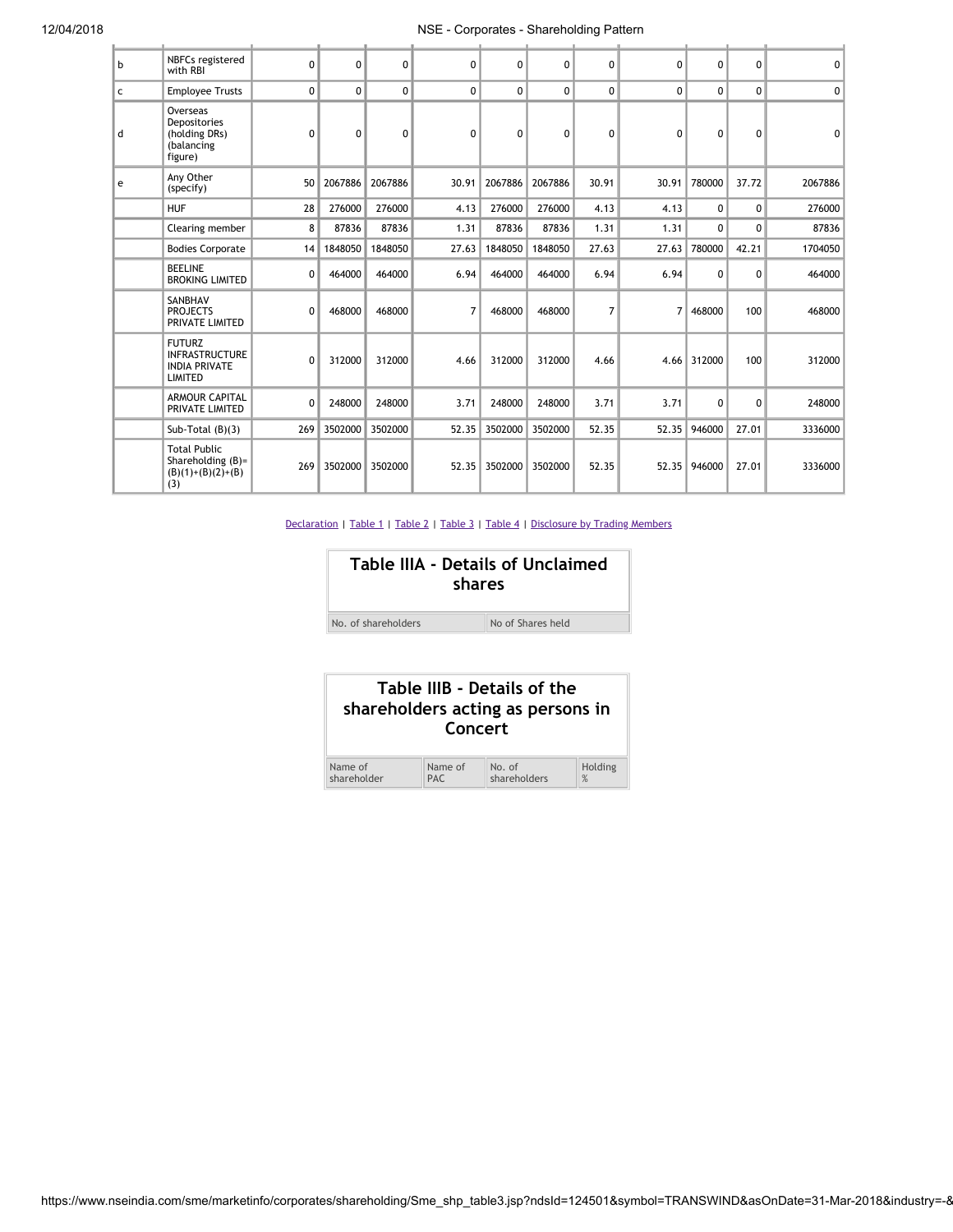| | | | | | | | | | | | | |
|---|---|---|---|---|---|---|---|---|---|---|---|---|
| b | NBFCs registered with RBI | 0 | 0 | 0 | 0 | 0 | 0 | 0 | 0 | 0 | 0 | 0 |
| c | Employee Trusts | 0 | 0 | 0 | 0 | 0 | 0 | 0 | 0 | 0 | 0 | 0 |
| d | Overseas Depositories (holding DRs) (balancing figure) | 0 | 0 | 0 | 0 | 0 | 0 | 0 | 0 | 0 | 0 | 0 |
| e | Any Other (specify) | 50 | 2067886 | 2067886 | 30.91 | 2067886 | 2067886 | 30.91 | 30.91 | 780000 | 37.72 | 2067886 |
| | HUF | 28 | 276000 | 276000 | 4.13 | 276000 | 276000 | 4.13 | 4.13 | 0 | 0 | 276000 |
| | Clearing member | 8 | 87836 | 87836 | 1.31 | 87836 | 87836 | 1.31 | 1.31 | 0 | 0 | 87836 |
| | Bodies Corporate | 14 | 1848050 | 1848050 | 27.63 | 1848050 | 1848050 | 27.63 | 27.63 | 780000 | 42.21 | 1704050 |
| | BEELINE BROKING LIMITED | 0 | 464000 | 464000 | 6.94 | 464000 | 464000 | 6.94 | 6.94 | 0 | 0 | 464000 |
| | SANBHAV PROJECTS PRIVATE LIMITED | 0 | 468000 | 468000 | 7 | 468000 | 468000 | 7 | 7 | 468000 | 100 | 468000 |
| | FUTURZ INFRASTRUCTURE INDIA PRIVATE LIMITED | 0 | 312000 | 312000 | 4.66 | 312000 | 312000 | 4.66 | 4.66 | 312000 | 100 | 312000 |
| | ARMOUR CAPITAL PRIVATE LIMITED | 0 | 248000 | 248000 | 3.71 | 248000 | 248000 | 3.71 | 3.71 | 0 | 0 | 248000 |
| | Sub-Total (B)(3) | 269 | 3502000 | 3502000 | 52.35 | 3502000 | 3502000 | 52.35 | 52.35 | 946000 | 27.01 | 3336000 |
| | Total Public Shareholding (B)=(B)(1)+(B)(2)+(B)(3) | 269 | 3502000 | 3502000 | 52.35 | 3502000 | 3502000 | 52.35 | 52.35 | 946000 | 27.01 | 3336000 |

Declaration | Table 1 | Table 2 | Table 3 | Table 4 | Disclosure by Trading Members

## Table IIIA - Details of Unclaimed shares

| No. of shareholders | No of Shares held |
|---|---|

## Table IIIB - Details of the shareholders acting as persons in Concert

| Name of shareholder | Name of PAC | No. of shareholders | Holding % |
|---|---|---|---|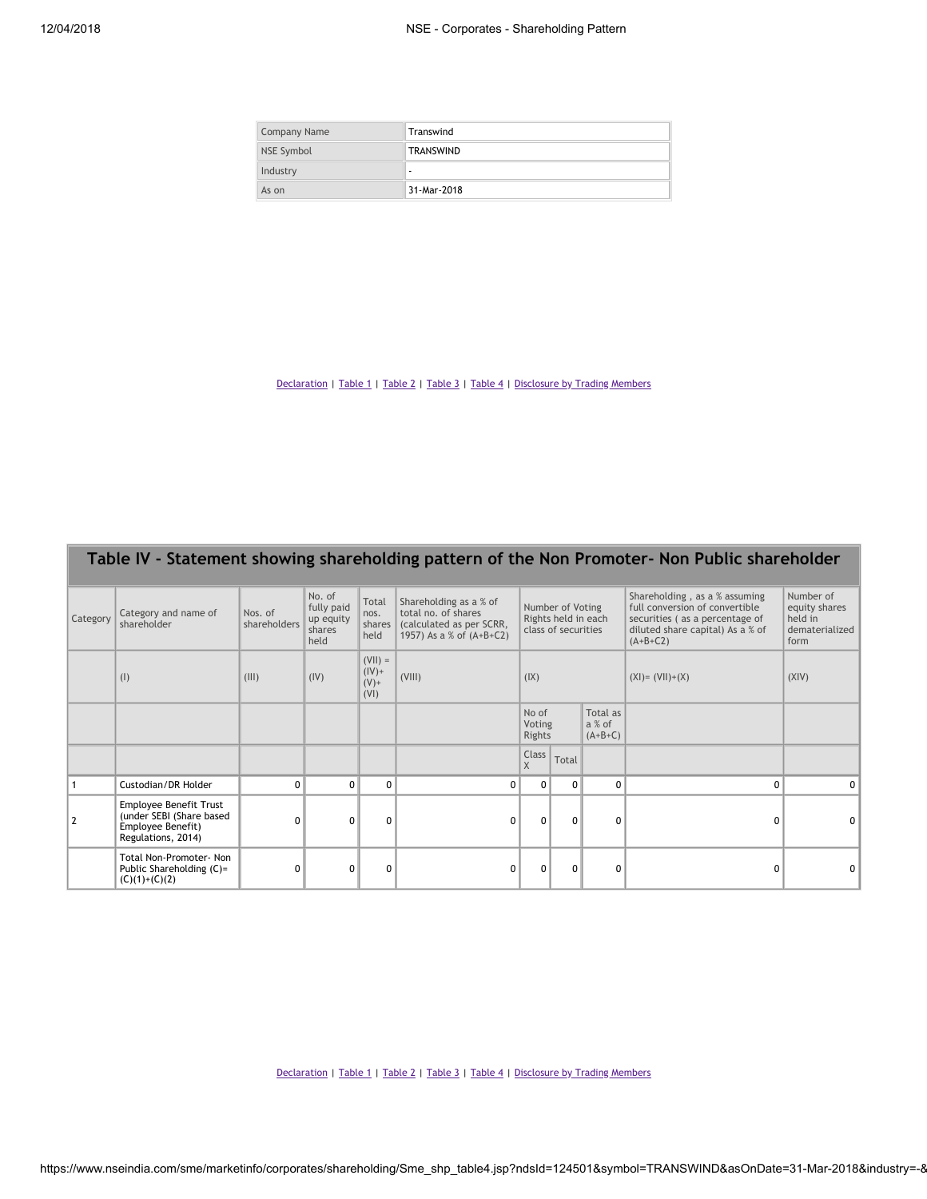| Company Name | Transwind |
| --- | --- |
| NSE Symbol | TRANSWIND |
| Industry | - |
| As on | 31-Mar-2018 |

Declaration | Table 1 | Table 2 | Table 3 | Table 4 | Disclosure by Trading Members

## Table IV - Statement showing shareholding pattern of the Non Promoter- Non Public shareholder

| Category | Category and name of shareholder | Nos. of shareholders | No. of fully paid up equity shares held | Total nos. shares held | Shareholding as a % of total no. of shares (calculated as per SCRR, 1957) As a % of (A+B+C2) | Number of Voting Rights held in each class of securities | | | Shareholding , as a % assuming full conversion of convertible securities ( as a percentage of diluted share capital) As a % of (A+B+C2) | Number of equity shares held in dematerialized form |
| --- | --- | --- | --- | --- | --- | --- | --- | --- | --- | --- |
| | (I) | (III) | (IV) | (VII) = (IV)+ (V)+ (VI) | (VIII) | (IX) | | | (XI)= (VII)+(X) | (XIV) |
| | | | | | | No of Voting Rights | | Total as a % of (A+B+C) | | |
| | | | | | | Class X | Total | | | |
| 1 | Custodian/DR Holder | 0 | 0 | 0 | 0 | 0 | 0 | 0 | 0 | 0 |
| 2 | Employee Benefit Trust (under SEBI (Share based Employee Benefit) Regulations, 2014) | 0 | 0 | 0 | 0 | 0 | 0 | 0 | 0 | 0 |
| | Total Non-Promoter- Non Public Shareholding (C)= (C)(1)+(C)(2) | 0 | 0 | 0 | 0 | 0 | 0 | 0 | 0 | 0 |

Declaration | Table 1 | Table 2 | Table 3 | Table 4 | Disclosure by Trading Members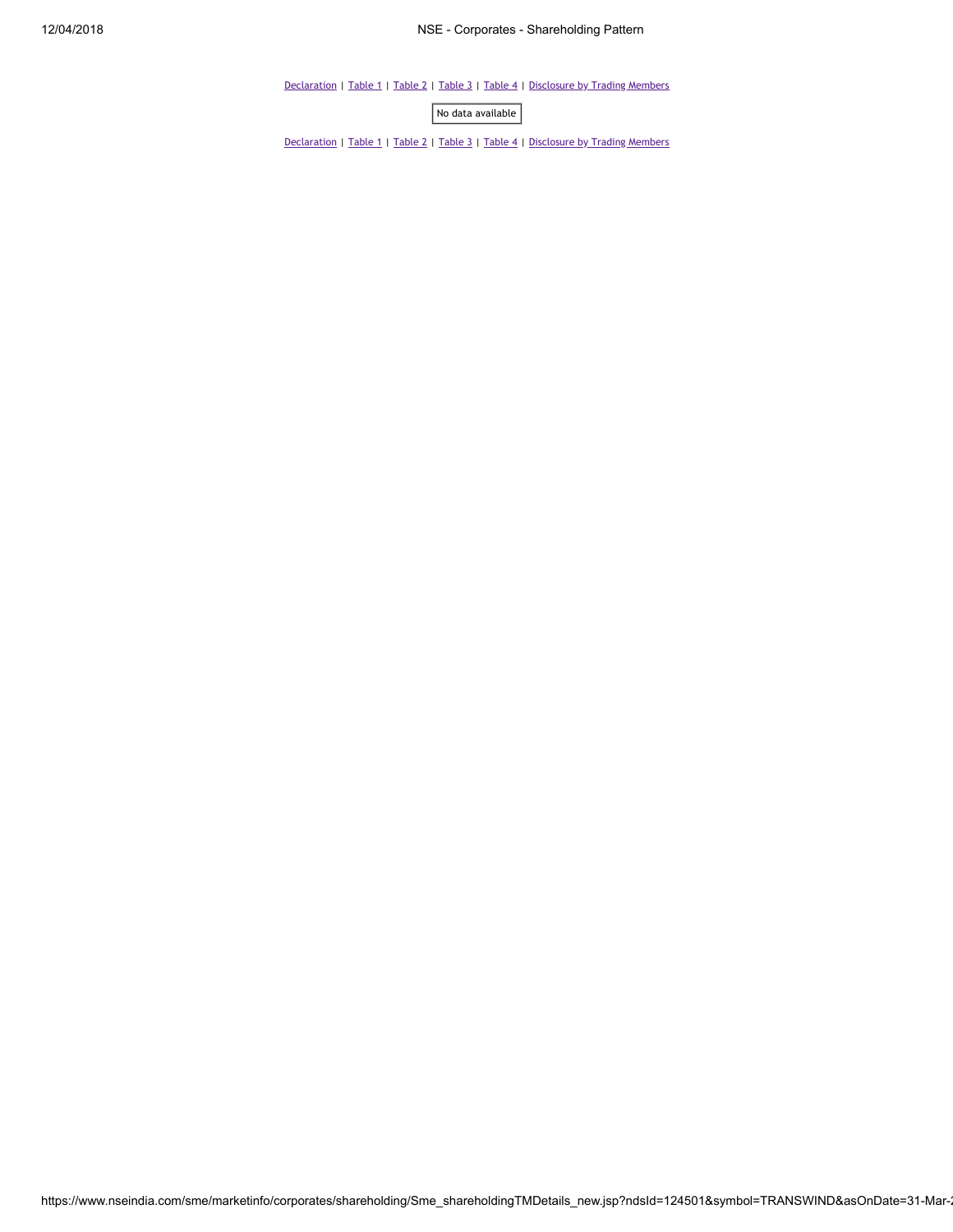Declaration | Table 1 | Table 2 | Table 3 | Table 4 | Disclosure by Trading Members

No data available

Declaration | Table 1 | Table 2 | Table 3 | Table 4 | Disclosure by Trading Members